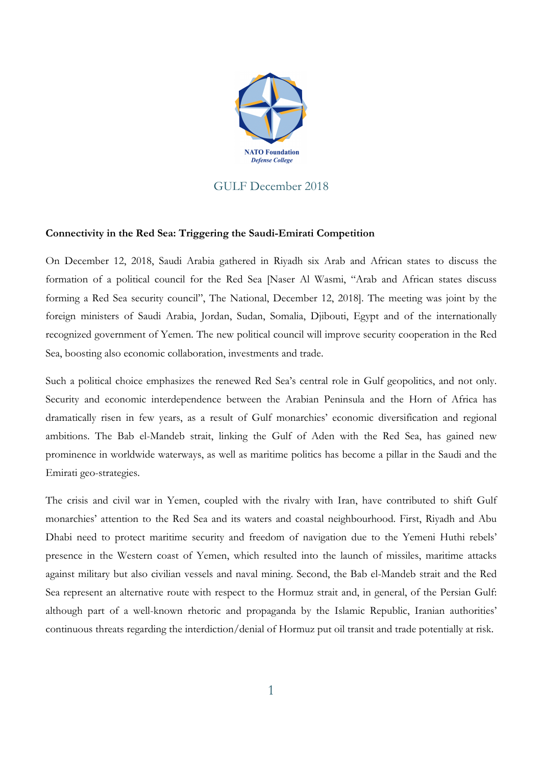NATO Foundation
*Defense College*

GULF December 2018

**Connectivity in the Red Sea: Triggering the Saudi-Emirati Competition**

On December 12, 2018, Saudi Arabia gathered in Riyadh six Arab and African states to discuss the formation of a political council for the Red Sea [Naser Al Wasmi, "Arab and African states discuss forming a Red Sea security council", The National, December 12, 2018]. The meeting was joint by the foreign ministers of Saudi Arabia, Jordan, Sudan, Somalia, Djibouti, Egypt and of the internationally recognized government of Yemen. The new political council will improve security cooperation in the Red Sea, boosting also economic collaboration, investments and trade.

Such a political choice emphasizes the renewed Red Sea's central role in Gulf geopolitics, and not only. Security and economic interdependence between the Arabian Peninsula and the Horn of Africa has dramatically risen in few years, as a result of Gulf monarchies' economic diversification and regional ambitions. The Bab el-Mandeb strait, linking the Gulf of Aden with the Red Sea, has gained new prominence in worldwide waterways, as well as maritime politics has become a pillar in the Saudi and the Emirati geo-strategies.

The crisis and civil war in Yemen, coupled with the rivalry with Iran, have contributed to shift Gulf monarchies' attention to the Red Sea and its waters and coastal neighbourhood. First, Riyadh and Abu Dhabi need to protect maritime security and freedom of navigation due to the Yemeni Huthi rebels' presence in the Western coast of Yemen, which resulted into the launch of missiles, maritime attacks against military but also civilian vessels and naval mining. Second, the Bab el-Mandeb strait and the Red Sea represent an alternative route with respect to the Hormuz strait and, in general, of the Persian Gulf: although part of a well-known rhetoric and propaganda by the Islamic Republic, Iranian authorities' continuous threats regarding the interdiction/denial of Hormuz put oil transit and trade potentially at risk.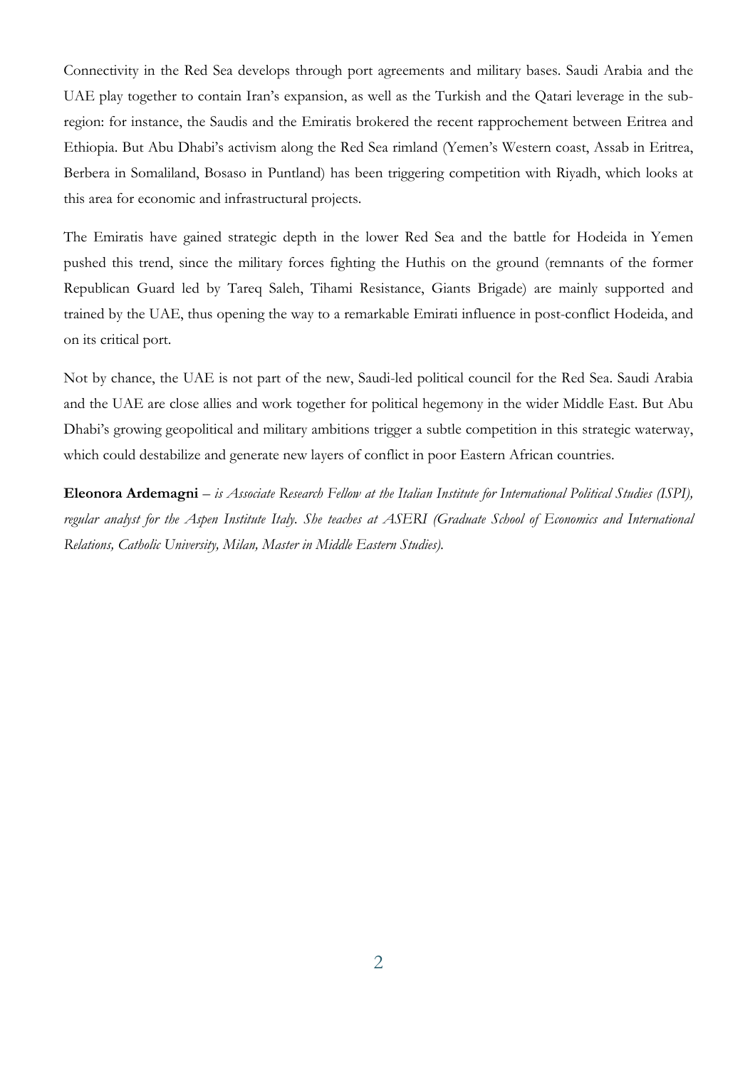Connectivity in the Red Sea develops through port agreements and military bases. Saudi Arabia and the UAE play together to contain Iran's expansion, as well as the Turkish and the Qatari leverage in the sub-region: for instance, the Saudis and the Emiratis brokered the recent rapprochement between Eritrea and Ethiopia. But Abu Dhabi's activism along the Red Sea rimland (Yemen's Western coast, Assab in Eritrea, Berbera in Somaliland, Bosaso in Puntland) has been triggering competition with Riyadh, which looks at this area for economic and infrastructural projects.

The Emiratis have gained strategic depth in the lower Red Sea and the battle for Hodeida in Yemen pushed this trend, since the military forces fighting the Huthis on the ground (remnants of the former Republican Guard led by Tareq Saleh, Tihami Resistance, Giants Brigade) are mainly supported and trained by the UAE, thus opening the way to a remarkable Emirati influence in post-conflict Hodeida, and on its critical port.

Not by chance, the UAE is not part of the new, Saudi-led political council for the Red Sea. Saudi Arabia and the UAE are close allies and work together for political hegemony in the wider Middle East. But Abu Dhabi's growing geopolitical and military ambitions trigger a subtle competition in this strategic waterway, which could destabilize and generate new layers of conflict in poor Eastern African countries.

**Eleonora Ardemagni** – *is Associate Research Fellow at the Italian Institute for International Political Studies (ISPI), regular analyst for the Aspen Institute Italy. She teaches at ASERI (Graduate School of Economics and International Relations, Catholic University, Milan, Master in Middle Eastern Studies).*